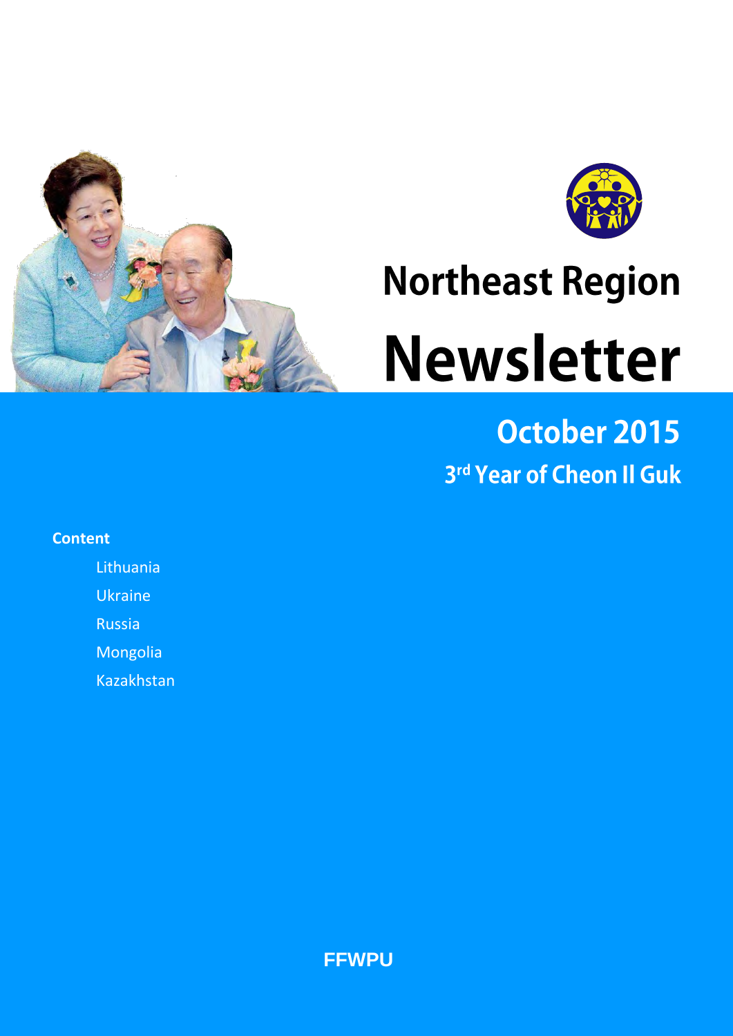# Northeast Region

# Newsletter

## October 2015

### 3rd Year of Cheon Il Guk

**Content**

- Lithuania
- Ukraine
- Russia
- Mongolia
- Kazakhstan

**FFWPU**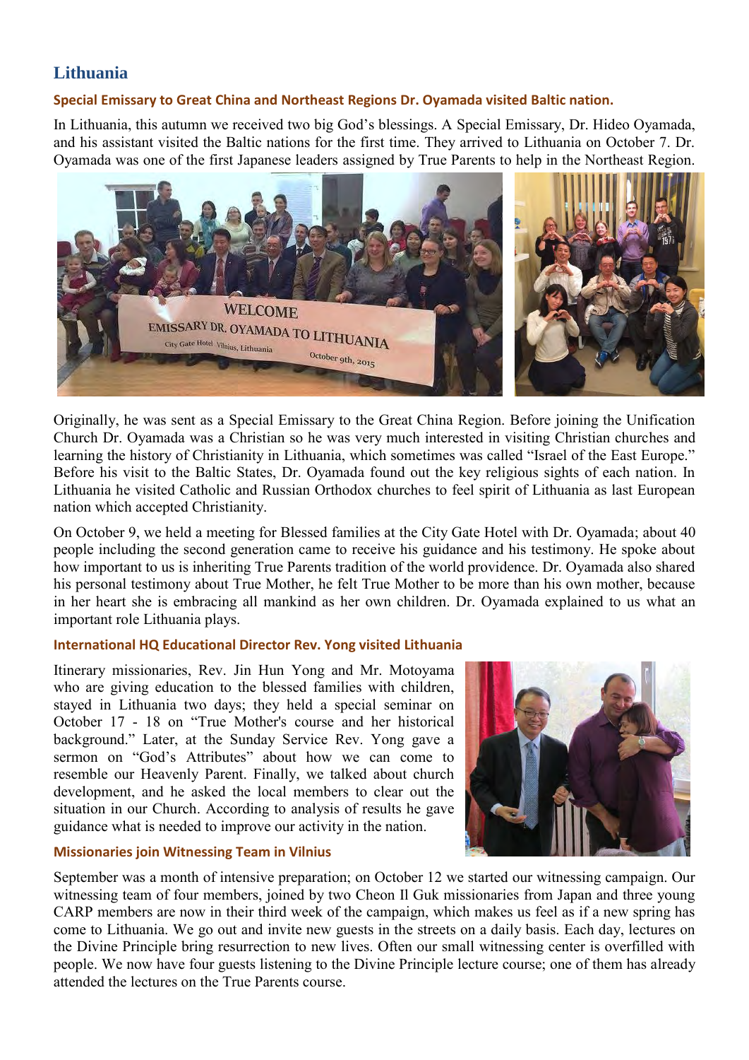## Lithuania

### Special Emissary to Great China and Northeast Regions Dr. Oyamada visited Baltic nation.

In Lithuania, this autumn we received two big God's blessings. A Special Emissary, Dr. Hideo Oyamada, and his assistant visited the Baltic nations for the first time. They arrived to Lithuania on October 7. Dr. Oyamada was one of the first Japanese leaders assigned by True Parents to help in the Northeast Region.

Originally, he was sent as a Special Emissary to the Great China Region. Before joining the Unification Church Dr. Oyamada was a Christian so he was very much interested in visiting Christian churches and learning the history of Christianity in Lithuania, which sometimes was called "Israel of the East Europe." Before his visit to the Baltic States, Dr. Oyamada found out the key religious sights of each nation. In Lithuania he visited Catholic and Russian Orthodox churches to feel spirit of Lithuania as last European nation which accepted Christianity.

On October 9, we held a meeting for Blessed families at the City Gate Hotel with Dr. Oyamada; about 40 people including the second generation came to receive his guidance and his testimony. He spoke about how important to us is inheriting True Parents tradition of the world providence. Dr. Oyamada also shared his personal testimony about True Mother, he felt True Mother to be more than his own mother, because in her heart she is embracing all mankind as her own children. Dr. Oyamada explained to us what an important role Lithuania plays.

### International HQ Educational Director Rev. Yong visited Lithuania

Itinerary missionaries, Rev. Jin Hun Yong and Mr. Motoyama who are giving education to the blessed families with children, stayed in Lithuania two days; they held a special seminar on October 17 - 18 on "True Mother's course and her historical background." Later, at the Sunday Service Rev. Yong gave a sermon on "God's Attributes" about how we can come to resemble our Heavenly Parent. Finally, we talked about church development, and he asked the local members to clear out the situation in our Church. According to analysis of results he gave guidance what is needed to improve our activity in the nation.

### Missionaries join Witnessing Team in Vilnius

September was a month of intensive preparation; on October 12 we started our witnessing campaign. Our witnessing team of four members, joined by two Cheon Il Guk missionaries from Japan and three young CARP members are now in their third week of the campaign, which makes us feel as if a new spring has come to Lithuania. We go out and invite new guests in the streets on a daily basis. Each day, lectures on the Divine Principle bring resurrection to new lives. Often our small witnessing center is overfilled with people. We now have four guests listening to the Divine Principle lecture course; one of them has already attended the lectures on the True Parents course.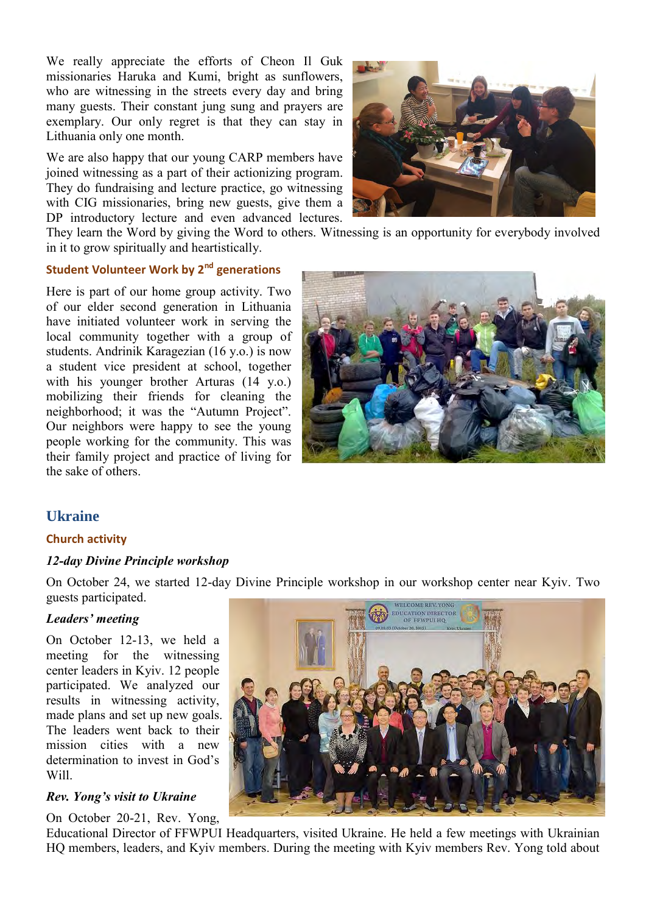We really appreciate the efforts of Cheon Il Guk missionaries Haruka and Kumi, bright as sunflowers, who are witnessing in the streets every day and bring many guests. Their constant jung sung and prayers are exemplary. Our only regret is that they can stay in Lithuania only one month.

We are also happy that our young CARP members have joined witnessing as a part of their actionizing program. They do fundraising and lecture practice, go witnessing with CIG missionaries, bring new guests, give them a DP introductory lecture and even advanced lectures. They learn the Word by giving the Word to others. Witnessing is an opportunity for everybody involved in it to grow spiritually and heartistically.

### Student Volunteer Work by 2nd generations

Here is part of our home group activity. Two of our elder second generation in Lithuania have initiated volunteer work in serving the local community together with a group of students. Andrinik Karagezian (16 y.o.) is now a student vice president at school, together with his younger brother Arturas (14 y.o.) mobilizing their friends for cleaning the neighborhood; it was the "Autumn Project". Our neighbors were happy to see the young people working for the community. This was their family project and practice of living for the sake of others.

## Ukraine

### Church activity

***12-day Divine Principle workshop***

On October 24, we started 12-day Divine Principle workshop in our workshop center near Kyiv. Two guests participated.

***Leaders' meeting***

On October 12-13, we held a meeting for the witnessing center leaders in Kyiv. 12 people participated. We analyzed our results in witnessing activity, made plans and set up new goals. The leaders went back to their mission cities with a new determination to invest in God's Will.

***Rev. Yong's visit to Ukraine***

On October 20-21, Rev. Yong, Educational Director of FFWPUI Headquarters, visited Ukraine. He held a few meetings with Ukrainian HQ members, leaders, and Kyiv members. During the meeting with Kyiv members Rev. Yong told about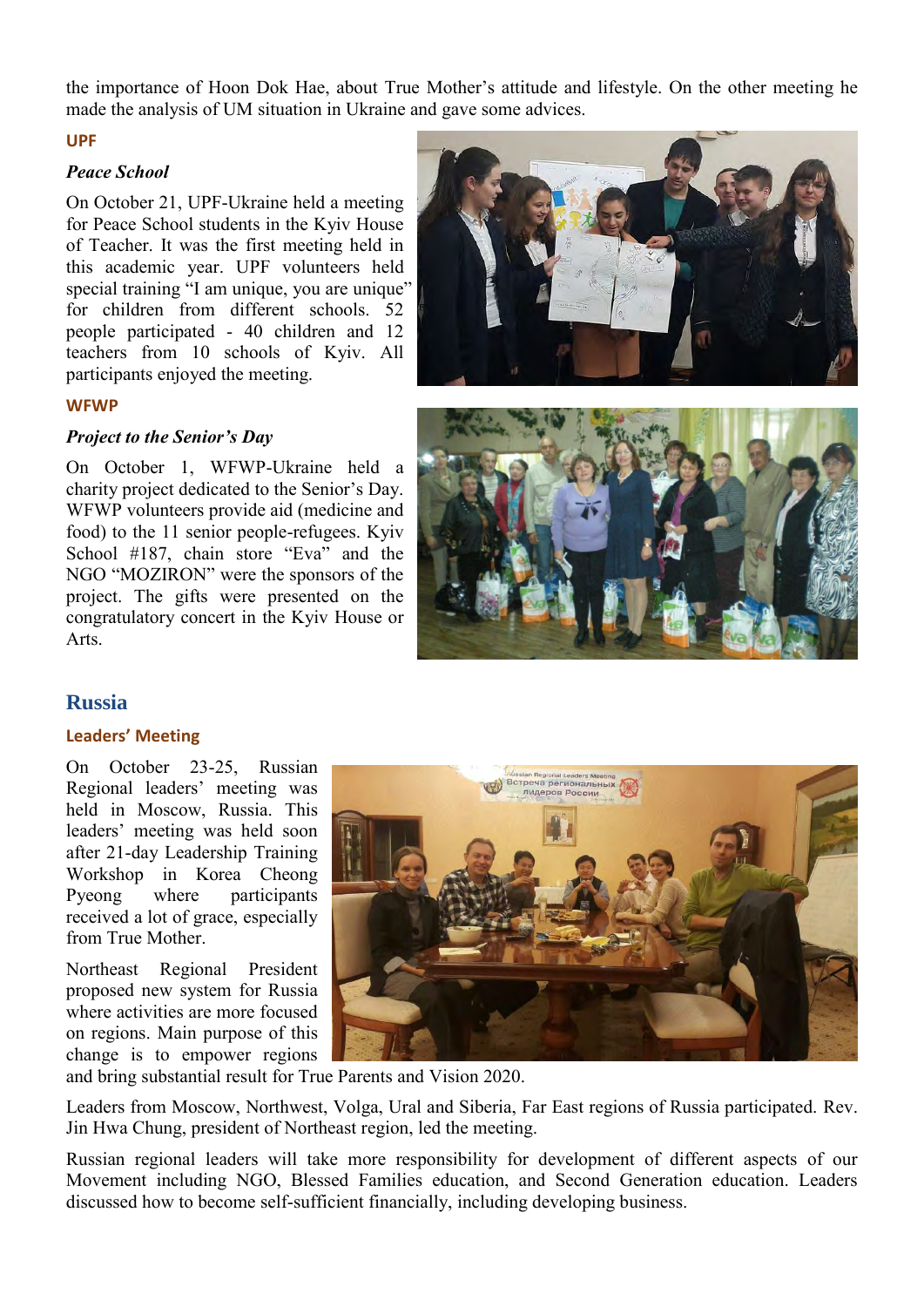the importance of Hoon Dok Hae, about True Mother's attitude and lifestyle. On the other meeting he made the analysis of UM situation in Ukraine and gave some advices.

### UPF

#### *Peace School*

On October 21, UPF-Ukraine held a meeting for Peace School students in the Kyiv House of Teacher. It was the first meeting held in this academic year. UPF volunteers held special training "I am unique, you are unique" for children from different schools. 52 people participated - 40 children and 12 teachers from 10 schools of Kyiv. All participants enjoyed the meeting.

### WFWP

#### *Project to the Senior's Day*

On October 1, WFWP-Ukraine held a charity project dedicated to the Senior's Day. WFWP volunteers provide aid (medicine and food) to the 11 senior people-refugees. Kyiv School #187, chain store "Eva" and the NGO "MOZIRON" were the sponsors of the project. The gifts were presented on the congratulatory concert in the Kyiv House or Arts.

## Russia

### Leaders' Meeting

On October 23-25, Russian Regional leaders' meeting was held in Moscow, Russia. This leaders' meeting was held soon after 21-day Leadership Training Workshop in Korea Cheong Pyeong where participants received a lot of grace, especially from True Mother.

Northeast Regional President proposed new system for Russia where activities are more focused on regions. Main purpose of this change is to empower regions and bring substantial result for True Parents and Vision 2020.

Leaders from Moscow, Northwest, Volga, Ural and Siberia, Far East regions of Russia participated. Rev. Jin Hwa Chung, president of Northeast region, led the meeting.

Russian regional leaders will take more responsibility for development of different aspects of our Movement including NGO, Blessed Families education, and Second Generation education. Leaders discussed how to become self-sufficient financially, including developing business.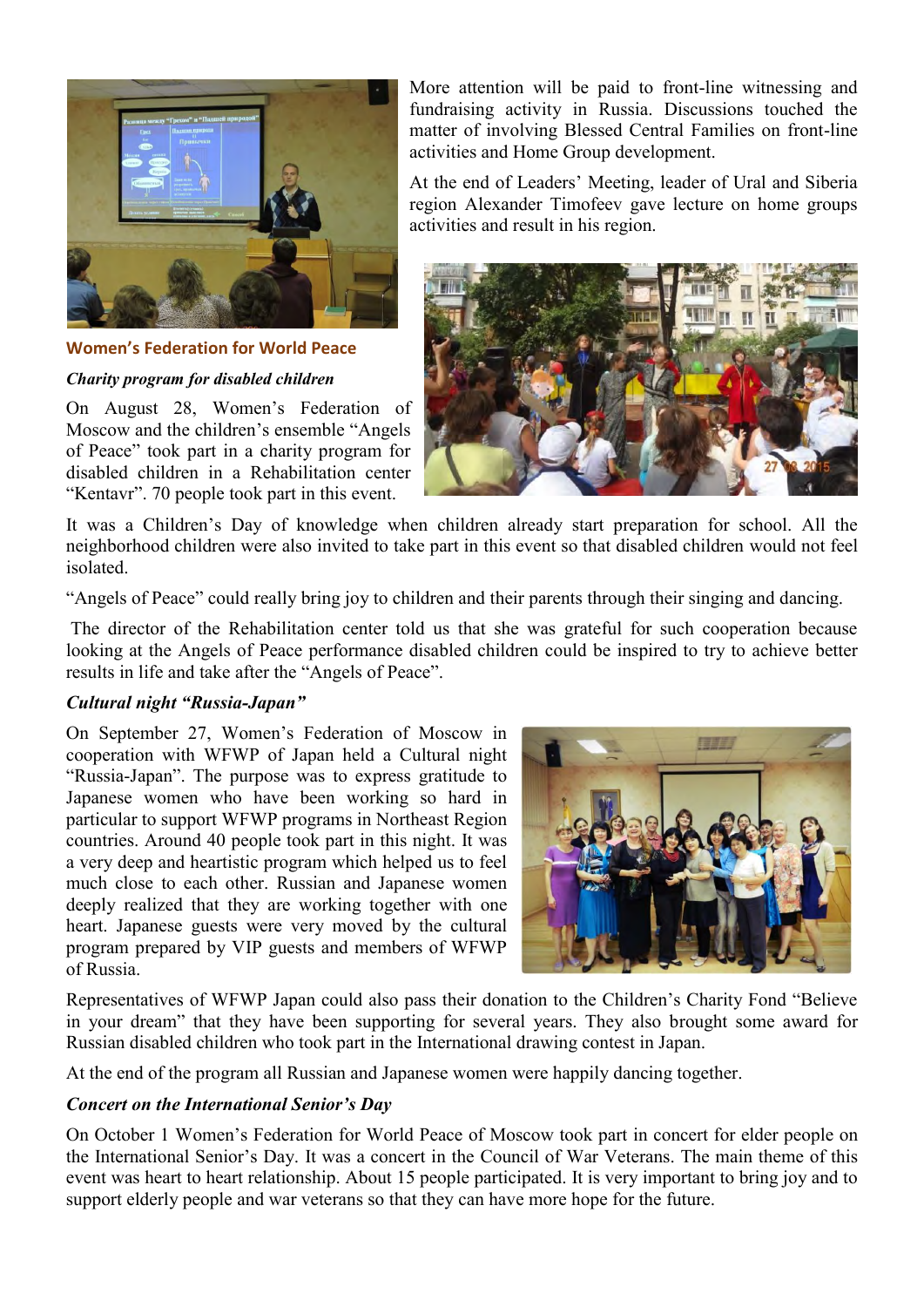More attention will be paid to front-line witnessing and fundraising activity in Russia. Discussions touched the matter of involving Blessed Central Families on front-line activities and Home Group development.

At the end of Leaders' Meeting, leader of Ural and Siberia region Alexander Timofeev gave lecture on home groups activities and result in his region.

## Women's Federation for World Peace

### *Charity program for disabled children*

On August 28, Women's Federation of Moscow and the children's ensemble "Angels of Peace" took part in a charity program for disabled children in a Rehabilitation center "Kentavr". 70 people took part in this event.

It was a Children's Day of knowledge when children already start preparation for school. All the neighborhood children were also invited to take part in this event so that disabled children would not feel isolated.

"Angels of Peace" could really bring joy to children and their parents through their singing and dancing.

The director of the Rehabilitation center told us that she was grateful for such cooperation because looking at the Angels of Peace performance disabled children could be inspired to try to achieve better results in life and take after the "Angels of Peace".

### *Cultural night "Russia-Japan"*

On September 27, Women's Federation of Moscow in cooperation with WFWP of Japan held a Cultural night "Russia-Japan". The purpose was to express gratitude to Japanese women who have been working so hard in particular to support WFWP programs in Northeast Region countries. Around 40 people took part in this night. It was a very deep and heartistic program which helped us to feel much close to each other. Russian and Japanese women deeply realized that they are working together with one heart. Japanese guests were very moved by the cultural program prepared by VIP guests and members of WFWP of Russia.

Representatives of WFWP Japan could also pass their donation to the Children's Charity Fond "Believe in your dream" that they have been supporting for several years. They also brought some award for Russian disabled children who took part in the International drawing contest in Japan.

At the end of the program all Russian and Japanese women were happily dancing together.

### *Concert on the International Senior's Day*

On October 1 Women's Federation for World Peace of Moscow took part in concert for elder people on the International Senior's Day. It was a concert in the Council of War Veterans. The main theme of this event was heart to heart relationship. About 15 people participated. It is very important to bring joy and to support elderly people and war veterans so that they can have more hope for the future.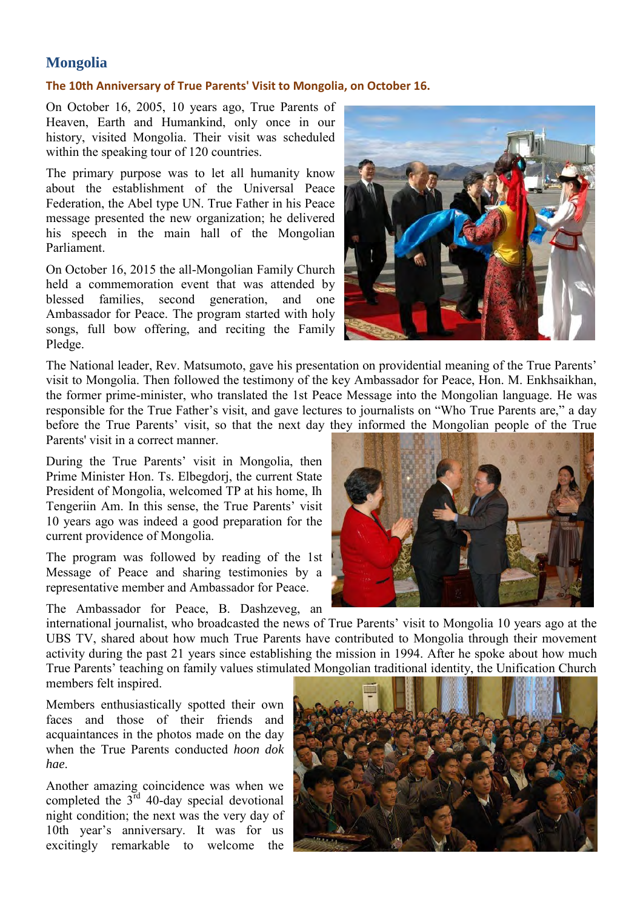# Mongolia

### The 10th Anniversary of True Parents' Visit to Mongolia, on October 16.

On October 16, 2005, 10 years ago, True Parents of Heaven, Earth and Humankind, only once in our history, visited Mongolia. Their visit was scheduled within the speaking tour of 120 countries.

The primary purpose was to let all humanity know about the establishment of the Universal Peace Federation, the Abel type UN. True Father in his Peace message presented the new organization; he delivered his speech in the main hall of the Mongolian Parliament.

On October 16, 2015 the all-Mongolian Family Church held a commemoration event that was attended by blessed families, second generation, and one Ambassador for Peace. The program started with holy songs, full bow offering, and reciting the Family Pledge.

The National leader, Rev. Matsumoto, gave his presentation on providential meaning of the True Parents' visit to Mongolia. Then followed the testimony of the key Ambassador for Peace, Hon. M. Enkhsaikhan, the former prime-minister, who translated the 1st Peace Message into the Mongolian language. He was responsible for the True Father's visit, and gave lectures to journalists on "Who True Parents are," a day before the True Parents' visit, so that the next day they informed the Mongolian people of the True Parents' visit in a correct manner.

During the True Parents' visit in Mongolia, then Prime Minister Hon. Ts. Elbegdorj, the current State President of Mongolia, welcomed TP at his home, Ih Tengeriin Am. In this sense, the True Parents' visit 10 years ago was indeed a good preparation for the current providence of Mongolia.

The program was followed by reading of the 1st Message of Peace and sharing testimonies by a representative member and Ambassador for Peace.

The Ambassador for Peace, B. Dashzeveg, an international journalist, who broadcasted the news of True Parents' visit to Mongolia 10 years ago at the UBS TV, shared about how much True Parents have contributed to Mongolia through their movement activity during the past 21 years since establishing the mission in 1994. After he spoke about how much True Parents' teaching on family values stimulated Mongolian traditional identity, the Unification Church members felt inspired.

Members enthusiastically spotted their own faces and those of their friends and acquaintances in the photos made on the day when the True Parents conducted *hoon dok hae*.

Another amazing coincidence was when we completed the 3rd 40-day special devotional night condition; the next was the very day of 10th year's anniversary. It was for us excitingly remarkable to welcome the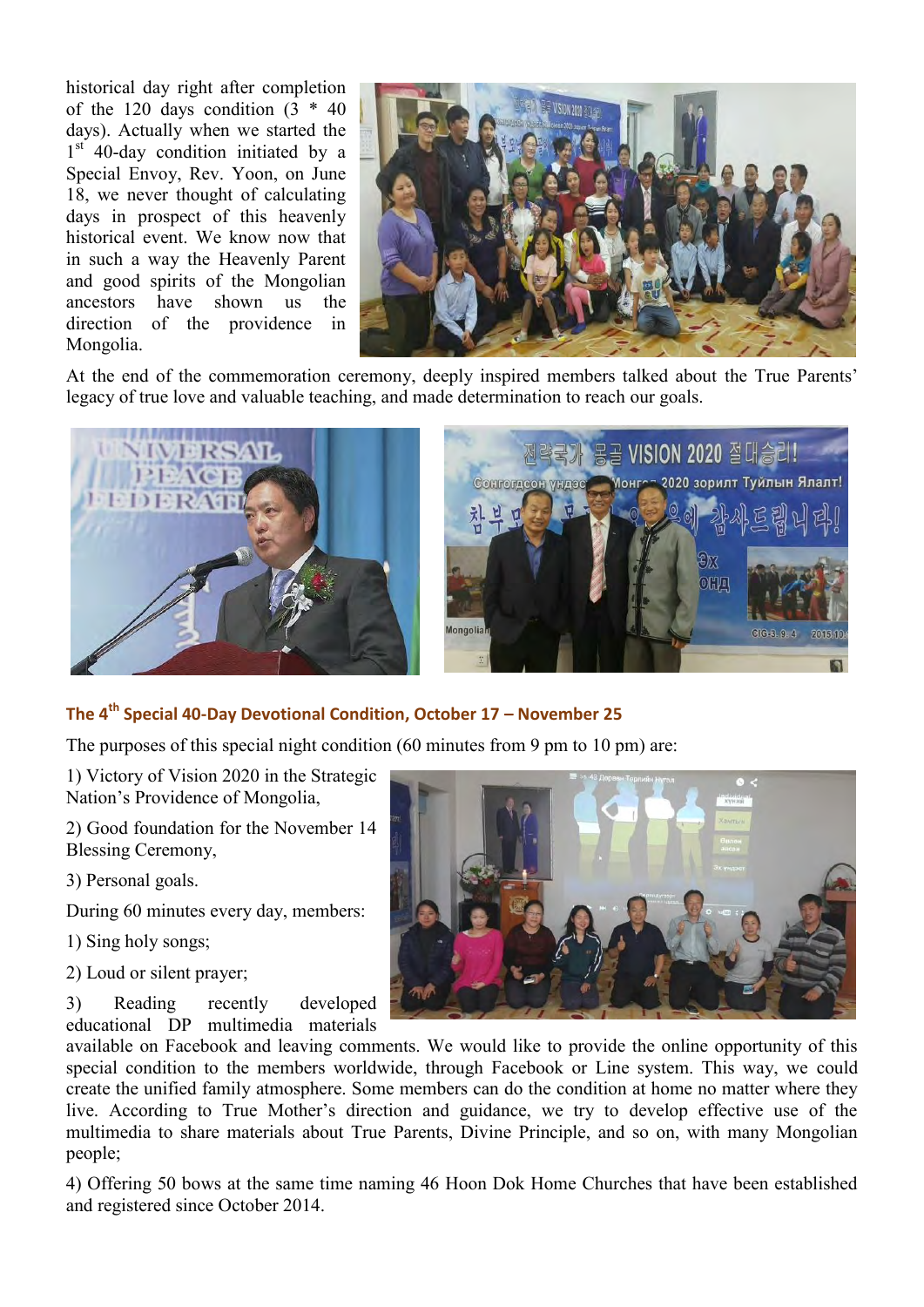historical day right after completion of the 120 days condition (3 * 40 days). Actually when we started the 1st 40-day condition initiated by a Special Envoy, Rev. Yoon, on June 18, we never thought of calculating days in prospect of this heavenly historical event. We know now that in such a way the Heavenly Parent and good spirits of the Mongolian ancestors have shown us the direction of the providence in Mongolia.

At the end of the commemoration ceremony, deeply inspired members talked about the True Parents' legacy of true love and valuable teaching, and made determination to reach our goals.

### The 4th Special 40-Day Devotional Condition, October 17 – November 25

The purposes of this special night condition (60 minutes from 9 pm to 10 pm) are:

1) Victory of Vision 2020 in the Strategic Nation's Providence of Mongolia,

2) Good foundation for the November 14 Blessing Ceremony,

3) Personal goals.

During 60 minutes every day, members:

1) Sing holy songs;

2) Loud or silent prayer;

3) Reading recently developed educational DP multimedia materials available on Facebook and leaving comments. We would like to provide the online opportunity of this special condition to the members worldwide, through Facebook or Line system. This way, we could create the unified family atmosphere. Some members can do the condition at home no matter where they live. According to True Mother's direction and guidance, we try to develop effective use of the multimedia to share materials about True Parents, Divine Principle, and so on, with many Mongolian people;

4) Offering 50 bows at the same time naming 46 Hoon Dok Home Churches that have been established and registered since October 2014.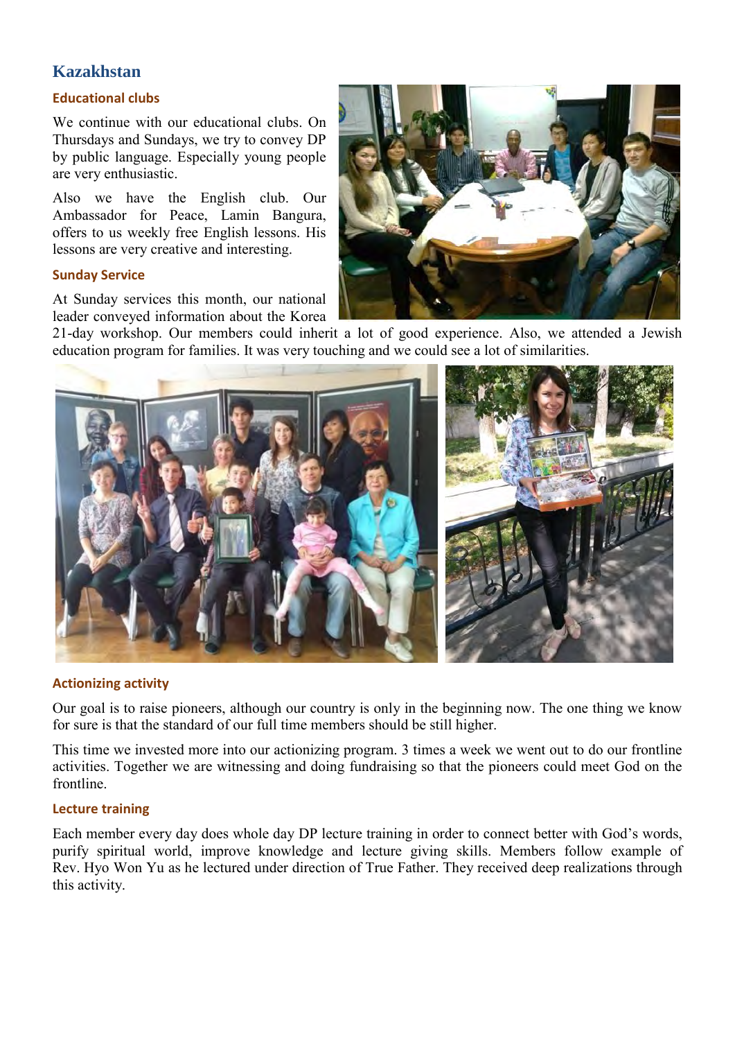## Kazakhstan

### Educational clubs

We continue with our educational clubs. On Thursdays and Sundays, we try to convey DP by public language. Especially young people are very enthusiastic.

Also we have the English club. Our Ambassador for Peace, Lamin Bangura, offers to us weekly free English lessons. His lessons are very creative and interesting.

### Sunday Service

At Sunday services this month, our national leader conveyed information about the Korea 21-day workshop. Our members could inherit a lot of good experience. Also, we attended a Jewish education program for families. It was very touching and we could see a lot of similarities.

### Actionizing activity

Our goal is to raise pioneers, although our country is only in the beginning now. The one thing we know for sure is that the standard of our full time members should be still higher.

This time we invested more into our actionizing program. 3 times a week we went out to do our frontline activities. Together we are witnessing and doing fundraising so that the pioneers could meet God on the frontline.

### Lecture training

Each member every day does whole day DP lecture training in order to connect better with God's words, purify spiritual world, improve knowledge and lecture giving skills. Members follow example of Rev. Hyo Won Yu as he lectured under direction of True Father. They received deep realizations through this activity.